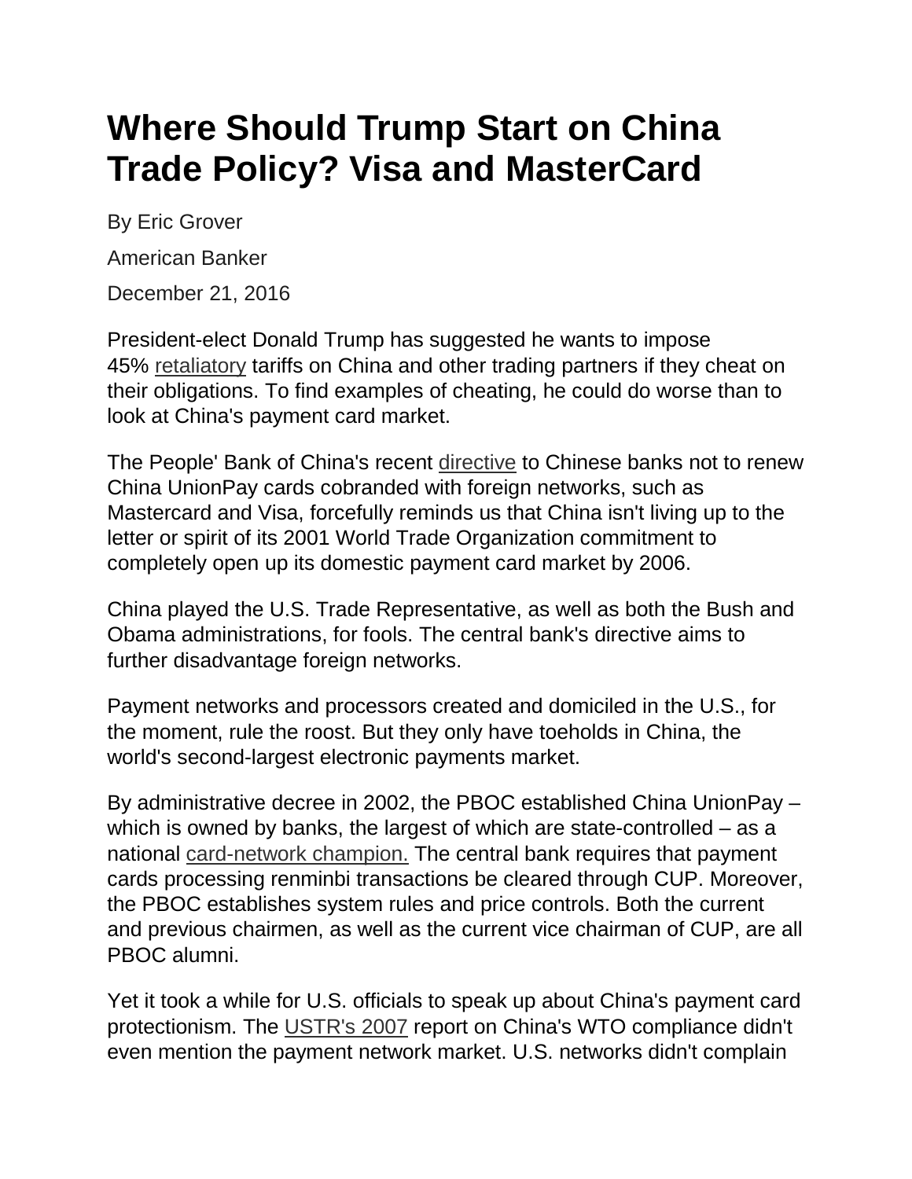# Where Should Trump Start on China Trade Policy? Visa and MasterCard

By Eric Grover

American Banker

December 21, 2016

President-elect Donald Trump has suggested he wants to impose 45% retaliatory tariffs on China and other trading partners if they cheat on their obligations. To find examples of cheating, he could do worse than to look at China's payment card market.

The People' Bank of China's recent directive to Chinese banks not to renew China UnionPay cards cobranded with foreign networks, such as Mastercard and Visa, forcefully reminds us that China isn't living up to the letter or spirit of its 2001 World Trade Organization commitment to completely open up its domestic payment card market by 2006.

China played the U.S. Trade Representative, as well as both the Bush and Obama administrations, for fools. The central bank's directive aims to further disadvantage foreign networks.

Payment networks and processors created and domiciled in the U.S., for the moment, rule the roost. But they only have toeholds in China, the world's second-largest electronic payments market.

By administrative decree in 2002, the PBOC established China UnionPay – which is owned by banks, the largest of which are state-controlled – as a national card-network champion. The central bank requires that payment cards processing renminbi transactions be cleared through CUP. Moreover, the PBOC establishes system rules and price controls. Both the current and previous chairmen, as well as the current vice chairman of CUP, are all PBOC alumni.

Yet it took a while for U.S. officials to speak up about China's payment card protectionism. The USTR's 2007 report on China's WTO compliance didn't even mention the payment network market. U.S. networks didn't complain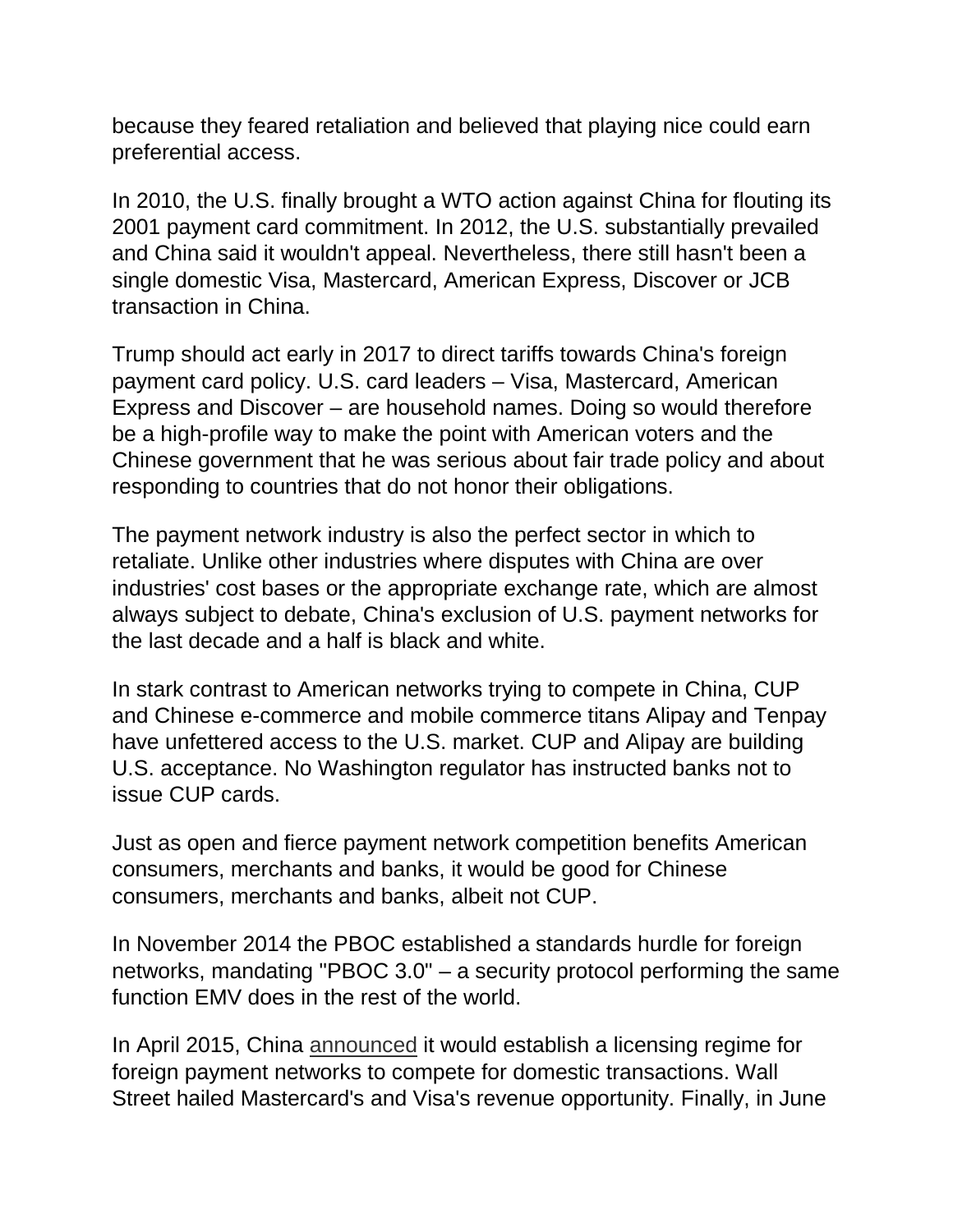because they feared retaliation and believed that playing nice could earn preferential access.

In 2010, the U.S. finally brought a WTO action against China for flouting its 2001 payment card commitment. In 2012, the U.S. substantially prevailed and China said it wouldn't appeal. Nevertheless, there still hasn't been a single domestic Visa, Mastercard, American Express, Discover or JCB transaction in China.

Trump should act early in 2017 to direct tariffs towards China's foreign payment card policy. U.S. card leaders – Visa, Mastercard, American Express and Discover – are household names. Doing so would therefore be a high-profile way to make the point with American voters and the Chinese government that he was serious about fair trade policy and about responding to countries that do not honor their obligations.

The payment network industry is also the perfect sector in which to retaliate. Unlike other industries where disputes with China are over industries' cost bases or the appropriate exchange rate, which are almost always subject to debate, China's exclusion of U.S. payment networks for the last decade and a half is black and white.

In stark contrast to American networks trying to compete in China, CUP and Chinese e-commerce and mobile commerce titans Alipay and Tenpay have unfettered access to the U.S. market. CUP and Alipay are building U.S. acceptance. No Washington regulator has instructed banks not to issue CUP cards.

Just as open and fierce payment network competition benefits American consumers, merchants and banks, it would be good for Chinese consumers, merchants and banks, albeit not CUP.

In November 2014 the PBOC established a standards hurdle for foreign networks, mandating "PBOC 3.0" – a security protocol performing the same function EMV does in the rest of the world.

In April 2015, China announced it would establish a licensing regime for foreign payment networks to compete for domestic transactions. Wall Street hailed Mastercard's and Visa's revenue opportunity. Finally, in June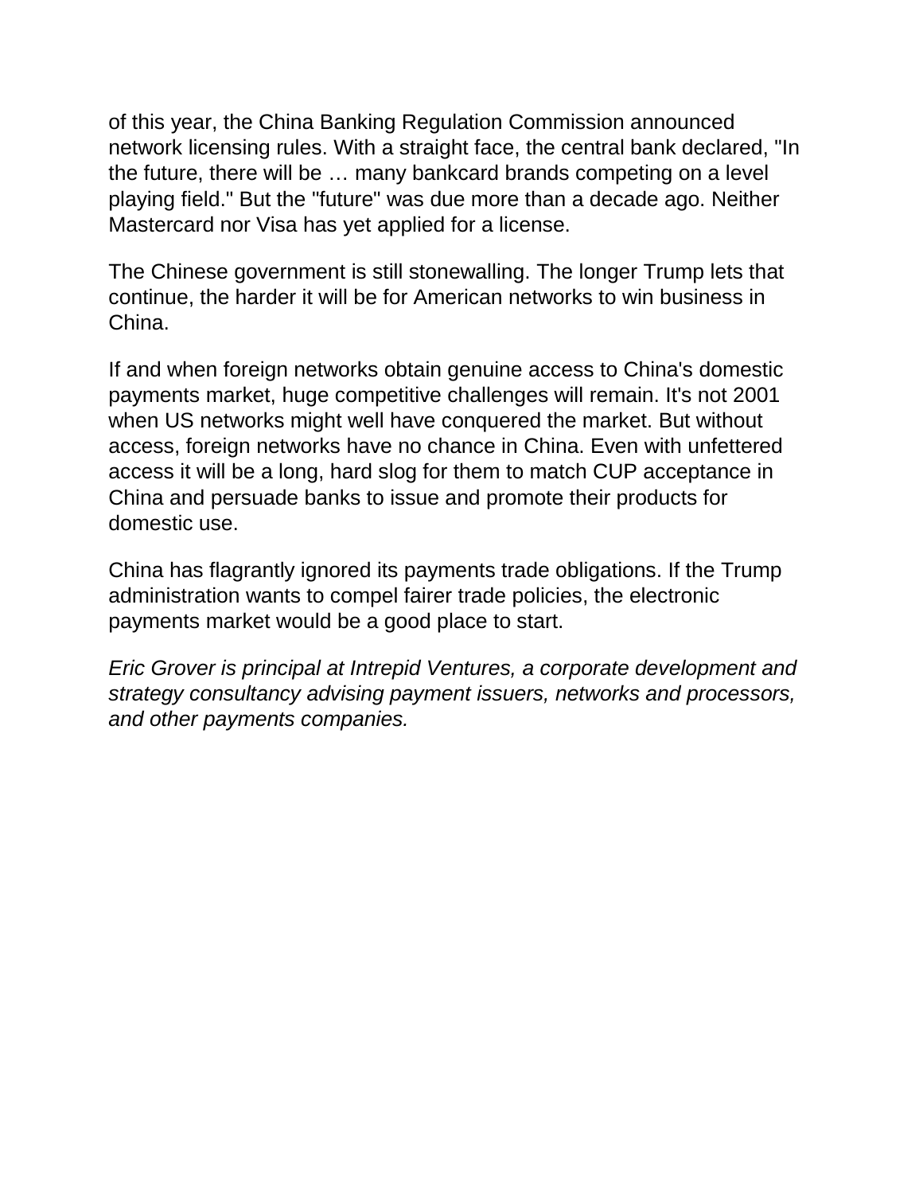of this year, the China Banking Regulation Commission announced network licensing rules. With a straight face, the central bank declared, "In the future, there will be … many bankcard brands competing on a level playing field." But the "future" was due more than a decade ago. Neither Mastercard nor Visa has yet applied for a license.

The Chinese government is still stonewalling. The longer Trump lets that continue, the harder it will be for American networks to win business in China.

If and when foreign networks obtain genuine access to China's domestic payments market, huge competitive challenges will remain. It's not 2001 when US networks might well have conquered the market. But without access, foreign networks have no chance in China. Even with unfettered access it will be a long, hard slog for them to match CUP acceptance in China and persuade banks to issue and promote their products for domestic use.

China has flagrantly ignored its payments trade obligations. If the Trump administration wants to compel fairer trade policies, the electronic payments market would be a good place to start.

*Eric Grover is principal at Intrepid Ventures, a corporate development and strategy consultancy advising payment issuers, networks and processors, and other payments companies.*